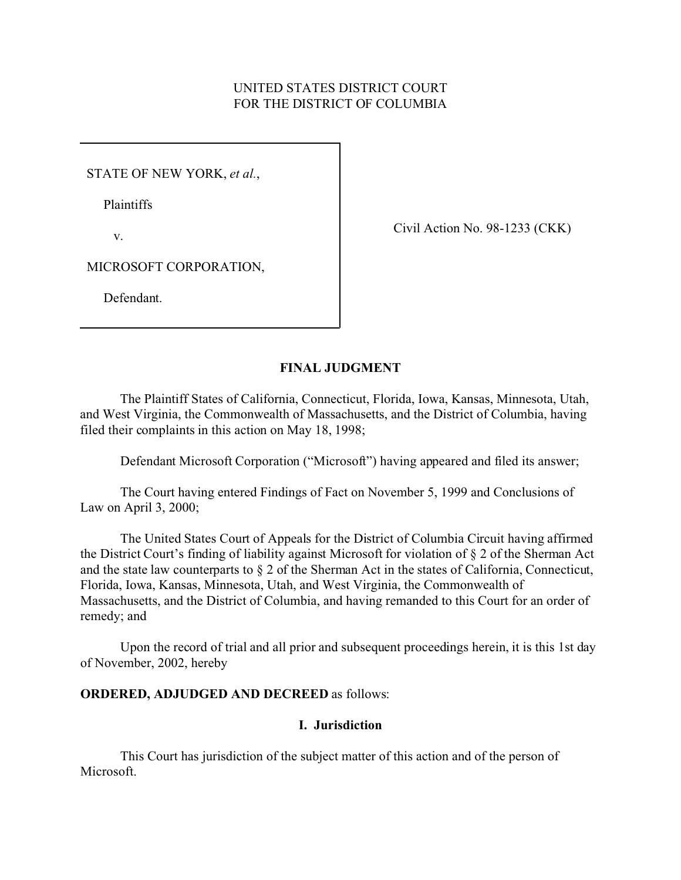UNITED STATES DISTRICT COURT
FOR THE DISTRICT OF COLUMBIA

| | |
|---|---|
| STATE OF NEW YORK, *et al.*,<br><br>Plaintiffs<br><br>v.<br><br>MICROSOFT CORPORATION,<br><br>Defendant. | Civil Action No. 98-1233 (CKK) |

## FINAL JUDGMENT

The Plaintiff States of California, Connecticut, Florida, Iowa, Kansas, Minnesota, Utah, and West Virginia, the Commonwealth of Massachusetts, and the District of Columbia, having filed their complaints in this action on May 18, 1998;

Defendant Microsoft Corporation ("Microsoft") having appeared and filed its answer;

The Court having entered Findings of Fact on November 5, 1999 and Conclusions of Law on April 3, 2000;

The United States Court of Appeals for the District of Columbia Circuit having affirmed the District Court's finding of liability against Microsoft for violation of § 2 of the Sherman Act and the state law counterparts to § 2 of the Sherman Act in the states of California, Connecticut, Florida, Iowa, Kansas, Minnesota, Utah, and West Virginia, the Commonwealth of Massachusetts, and the District of Columbia, and having remanded to this Court for an order of remedy; and

Upon the record of trial and all prior and subsequent proceedings herein, it is this 1st day of November, 2002, hereby

**ORDERED, ADJUDGED AND DECREED** as follows:

### I. Jurisdiction

This Court has jurisdiction of the subject matter of this action and of the person of Microsoft.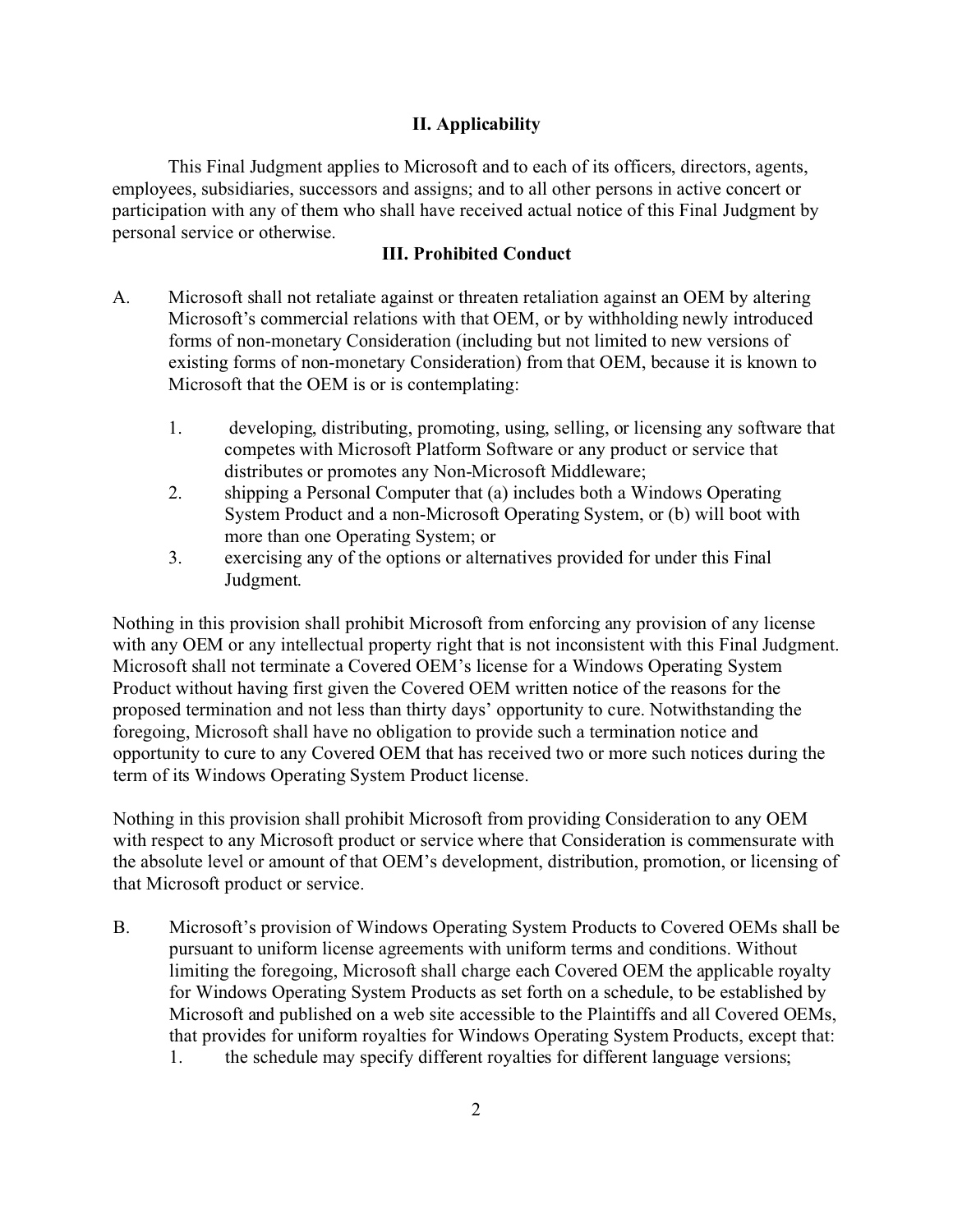## II. Applicability

This Final Judgment applies to Microsoft and to each of its officers, directors, agents, employees, subsidiaries, successors and assigns; and to all other persons in active concert or participation with any of them who shall have received actual notice of this Final Judgment by personal service or otherwise.

## III. Prohibited Conduct

A. Microsoft shall not retaliate against or threaten retaliation against an OEM by altering Microsoft's commercial relations with that OEM, or by withholding newly introduced forms of non-monetary Consideration (including but not limited to new versions of existing forms of non-monetary Consideration) from that OEM, because it is known to Microsoft that the OEM is or is contemplating:

1. developing, distributing, promoting, using, selling, or licensing any software that competes with Microsoft Platform Software or any product or service that distributes or promotes any Non-Microsoft Middleware;
2. shipping a Personal Computer that (a) includes both a Windows Operating System Product and a non-Microsoft Operating System, or (b) will boot with more than one Operating System; or
3. exercising any of the options or alternatives provided for under this Final Judgment.

Nothing in this provision shall prohibit Microsoft from enforcing any provision of any license with any OEM or any intellectual property right that is not inconsistent with this Final Judgment. Microsoft shall not terminate a Covered OEM's license for a Windows Operating System Product without having first given the Covered OEM written notice of the reasons for the proposed termination and not less than thirty days' opportunity to cure. Notwithstanding the foregoing, Microsoft shall have no obligation to provide such a termination notice and opportunity to cure to any Covered OEM that has received two or more such notices during the term of its Windows Operating System Product license.

Nothing in this provision shall prohibit Microsoft from providing Consideration to any OEM with respect to any Microsoft product or service where that Consideration is commensurate with the absolute level or amount of that OEM's development, distribution, promotion, or licensing of that Microsoft product or service.

B. Microsoft's provision of Windows Operating System Products to Covered OEMs shall be pursuant to uniform license agreements with uniform terms and conditions. Without limiting the foregoing, Microsoft shall charge each Covered OEM the applicable royalty for Windows Operating System Products as set forth on a schedule, to be established by Microsoft and published on a web site accessible to the Plaintiffs and all Covered OEMs, that provides for uniform royalties for Windows Operating System Products, except that:

1. the schedule may specify different royalties for different language versions;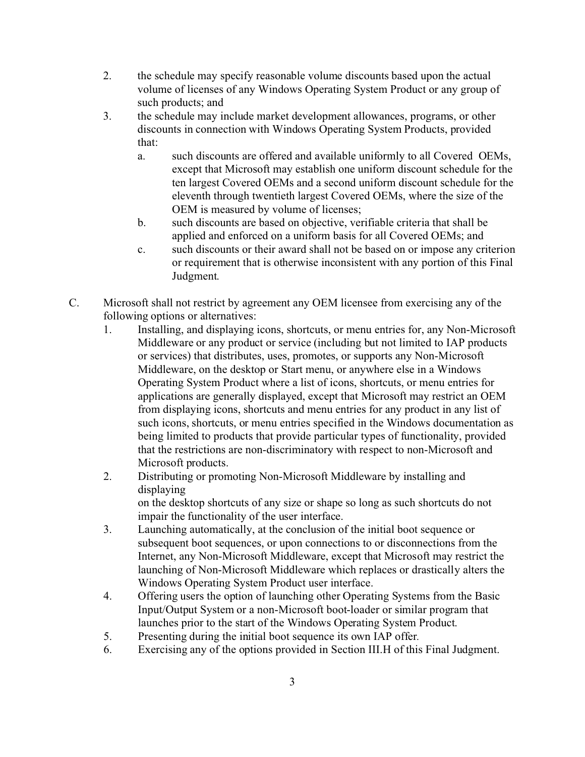2. the schedule may specify reasonable volume discounts based upon the actual volume of licenses of any Windows Operating System Product or any group of such products; and
3. the schedule may include market development allowances, programs, or other discounts in connection with Windows Operating System Products, provided that:
    a. such discounts are offered and available uniformly to all Covered OEMs, except that Microsoft may establish one uniform discount schedule for the ten largest Covered OEMs and a second uniform discount schedule for the eleventh through twentieth largest Covered OEMs, where the size of the OEM is measured by volume of licenses;
    b. such discounts are based on objective, verifiable criteria that shall be applied and enforced on a uniform basis for all Covered OEMs; and
    c. such discounts or their award shall not be based on or impose any criterion or requirement that is otherwise inconsistent with any portion of this Final Judgment.

C. Microsoft shall not restrict by agreement any OEM licensee from exercising any of the following options or alternatives:
1. Installing, and displaying icons, shortcuts, or menu entries for, any Non-Microsoft Middleware or any product or service (including but not limited to IAP products or services) that distributes, uses, promotes, or supports any Non-Microsoft Middleware, on the desktop or Start menu, or anywhere else in a Windows Operating System Product where a list of icons, shortcuts, or menu entries for applications are generally displayed, except that Microsoft may restrict an OEM from displaying icons, shortcuts and menu entries for any product in any list of such icons, shortcuts, or menu entries specified in the Windows documentation as being limited to products that provide particular types of functionality, provided that the restrictions are non-discriminatory with respect to non-Microsoft and Microsoft products.
2. Distributing or promoting Non-Microsoft Middleware by installing and displaying on the desktop shortcuts of any size or shape so long as such shortcuts do not impair the functionality of the user interface.
3. Launching automatically, at the conclusion of the initial boot sequence or subsequent boot sequences, or upon connections to or disconnections from the Internet, any Non-Microsoft Middleware, except that Microsoft may restrict the launching of Non-Microsoft Middleware which replaces or drastically alters the Windows Operating System Product user interface.
4. Offering users the option of launching other Operating Systems from the Basic Input/Output System or a non-Microsoft boot-loader or similar program that launches prior to the start of the Windows Operating System Product.
5. Presenting during the initial boot sequence its own IAP offer.
6. Exercising any of the options provided in Section III.H of this Final Judgment.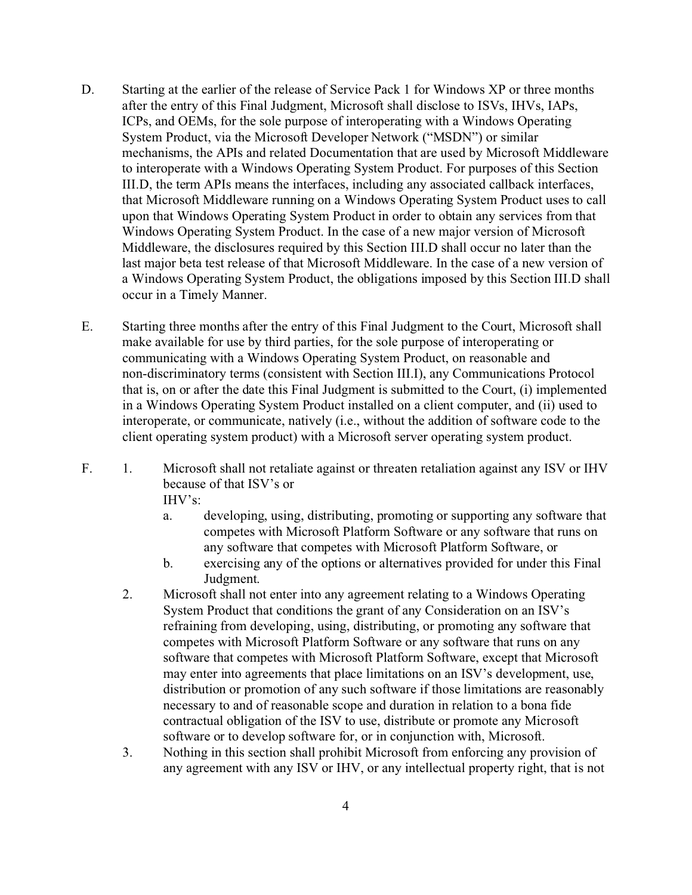D. Starting at the earlier of the release of Service Pack 1 for Windows XP or three months after the entry of this Final Judgment, Microsoft shall disclose to ISVs, IHVs, IAPs, ICPs, and OEMs, for the sole purpose of interoperating with a Windows Operating System Product, via the Microsoft Developer Network ("MSDN") or similar mechanisms, the APIs and related Documentation that are used by Microsoft Middleware to interoperate with a Windows Operating System Product. For purposes of this Section III.D, the term APIs means the interfaces, including any associated callback interfaces, that Microsoft Middleware running on a Windows Operating System Product uses to call upon that Windows Operating System Product in order to obtain any services from that Windows Operating System Product. In the case of a new major version of Microsoft Middleware, the disclosures required by this Section III.D shall occur no later than the last major beta test release of that Microsoft Middleware. In the case of a new version of a Windows Operating System Product, the obligations imposed by this Section III.D shall occur in a Timely Manner.

E. Starting three months after the entry of this Final Judgment to the Court, Microsoft shall make available for use by third parties, for the sole purpose of interoperating or communicating with a Windows Operating System Product, on reasonable and non-discriminatory terms (consistent with Section III.I), any Communications Protocol that is, on or after the date this Final Judgment is submitted to the Court, (i) implemented in a Windows Operating System Product installed on a client computer, and (ii) used to interoperate, or communicate, natively (i.e., without the addition of software code to the client operating system product) with a Microsoft server operating system product.

F. 1. Microsoft shall not retaliate against or threaten retaliation against any ISV or IHV because of that ISV's or IHV's:

   a. developing, using, distributing, promoting or supporting any software that competes with Microsoft Platform Software or any software that runs on any software that competes with Microsoft Platform Software, or

   b. exercising any of the options or alternatives provided for under this Final Judgment.

2. Microsoft shall not enter into any agreement relating to a Windows Operating System Product that conditions the grant of any Consideration on an ISV's refraining from developing, using, distributing, or promoting any software that competes with Microsoft Platform Software or any software that runs on any software that competes with Microsoft Platform Software, except that Microsoft may enter into agreements that place limitations on an ISV's development, use, distribution or promotion of any such software if those limitations are reasonably necessary to and of reasonable scope and duration in relation to a bona fide contractual obligation of the ISV to use, distribute or promote any Microsoft software or to develop software for, or in conjunction with, Microsoft.

3. Nothing in this section shall prohibit Microsoft from enforcing any provision of any agreement with any ISV or IHV, or any intellectual property right, that is not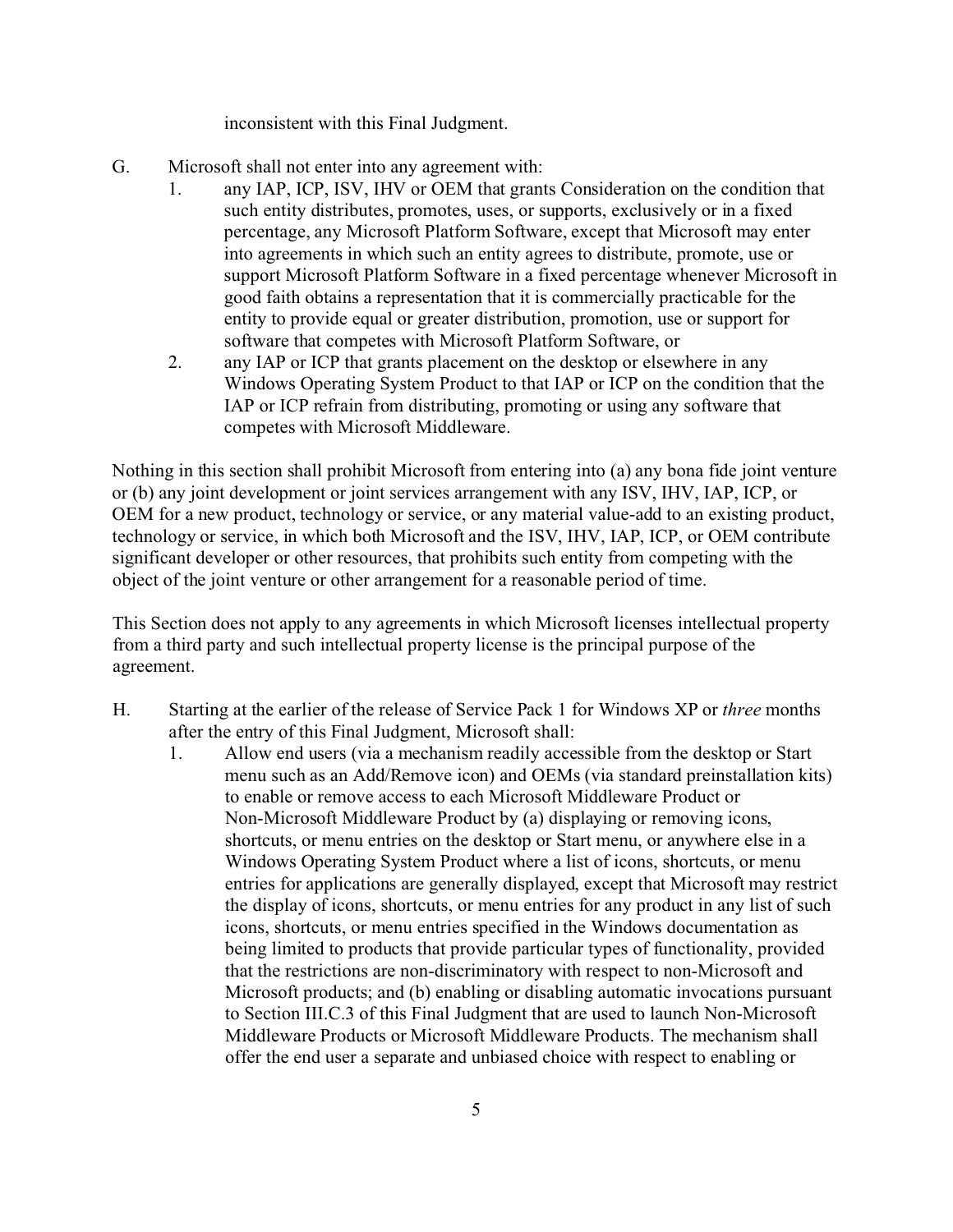inconsistent with this Final Judgment.

G. Microsoft shall not enter into any agreement with:

1. any IAP, ICP, ISV, IHV or OEM that grants Consideration on the condition that such entity distributes, promotes, uses, or supports, exclusively or in a fixed percentage, any Microsoft Platform Software, except that Microsoft may enter into agreements in which such an entity agrees to distribute, promote, use or support Microsoft Platform Software in a fixed percentage whenever Microsoft in good faith obtains a representation that it is commercially practicable for the entity to provide equal or greater distribution, promotion, use or support for software that competes with Microsoft Platform Software, or
2. any IAP or ICP that grants placement on the desktop or elsewhere in any Windows Operating System Product to that IAP or ICP on the condition that the IAP or ICP refrain from distributing, promoting or using any software that competes with Microsoft Middleware.

Nothing in this section shall prohibit Microsoft from entering into (a) any bona fide joint venture or (b) any joint development or joint services arrangement with any ISV, IHV, IAP, ICP, or OEM for a new product, technology or service, or any material value-add to an existing product, technology or service, in which both Microsoft and the ISV, IHV, IAP, ICP, or OEM contribute significant developer or other resources, that prohibits such entity from competing with the object of the joint venture or other arrangement for a reasonable period of time.

This Section does not apply to any agreements in which Microsoft licenses intellectual property from a third party and such intellectual property license is the principal purpose of the agreement.

H. Starting at the earlier of the release of Service Pack 1 for Windows XP or *three* months after the entry of this Final Judgment, Microsoft shall:

1. Allow end users (via a mechanism readily accessible from the desktop or Start menu such as an Add/Remove icon) and OEMs (via standard preinstallation kits) to enable or remove access to each Microsoft Middleware Product or Non-Microsoft Middleware Product by (a) displaying or removing icons, shortcuts, or menu entries on the desktop or Start menu, or anywhere else in a Windows Operating System Product where a list of icons, shortcuts, or menu entries for applications are generally displayed, except that Microsoft may restrict the display of icons, shortcuts, or menu entries for any product in any list of such icons, shortcuts, or menu entries specified in the Windows documentation as being limited to products that provide particular types of functionality, provided that the restrictions are non-discriminatory with respect to non-Microsoft and Microsoft products; and (b) enabling or disabling automatic invocations pursuant to Section III.C.3 of this Final Judgment that are used to launch Non-Microsoft Middleware Products or Microsoft Middleware Products. The mechanism shall offer the end user a separate and unbiased choice with respect to enabling or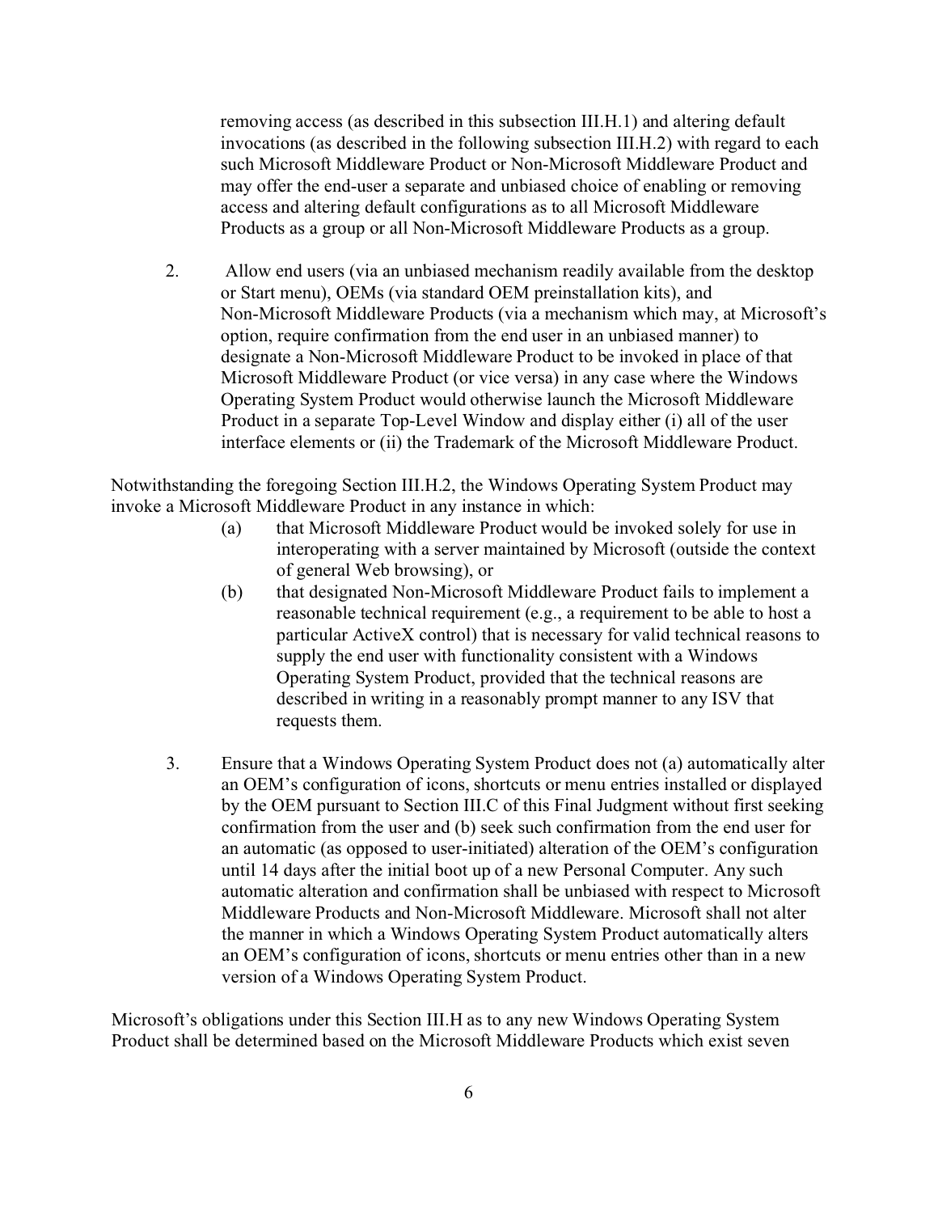removing access (as described in this subsection III.H.1) and altering default invocations (as described in the following subsection III.H.2) with regard to each such Microsoft Middleware Product or Non-Microsoft Middleware Product and may offer the end-user a separate and unbiased choice of enabling or removing access and altering default configurations as to all Microsoft Middleware Products as a group or all Non-Microsoft Middleware Products as a group.

2. Allow end users (via an unbiased mechanism readily available from the desktop or Start menu), OEMs (via standard OEM preinstallation kits), and Non-Microsoft Middleware Products (via a mechanism which may, at Microsoft's option, require confirmation from the end user in an unbiased manner) to designate a Non-Microsoft Middleware Product to be invoked in place of that Microsoft Middleware Product (or vice versa) in any case where the Windows Operating System Product would otherwise launch the Microsoft Middleware Product in a separate Top-Level Window and display either (i) all of the user interface elements or (ii) the Trademark of the Microsoft Middleware Product.

Notwithstanding the foregoing Section III.H.2, the Windows Operating System Product may invoke a Microsoft Middleware Product in any instance in which:

- (a) that Microsoft Middleware Product would be invoked solely for use in interoperating with a server maintained by Microsoft (outside the context of general Web browsing), or
- (b) that designated Non-Microsoft Middleware Product fails to implement a reasonable technical requirement (e.g., a requirement to be able to host a particular ActiveX control) that is necessary for valid technical reasons to supply the end user with functionality consistent with a Windows Operating System Product, provided that the technical reasons are described in writing in a reasonably prompt manner to any ISV that requests them.

3. Ensure that a Windows Operating System Product does not (a) automatically alter an OEM's configuration of icons, shortcuts or menu entries installed or displayed by the OEM pursuant to Section III.C of this Final Judgment without first seeking confirmation from the user and (b) seek such confirmation from the end user for an automatic (as opposed to user-initiated) alteration of the OEM's configuration until 14 days after the initial boot up of a new Personal Computer. Any such automatic alteration and confirmation shall be unbiased with respect to Microsoft Middleware Products and Non-Microsoft Middleware. Microsoft shall not alter the manner in which a Windows Operating System Product automatically alters an OEM's configuration of icons, shortcuts or menu entries other than in a new version of a Windows Operating System Product.

Microsoft's obligations under this Section III.H as to any new Windows Operating System Product shall be determined based on the Microsoft Middleware Products which exist seven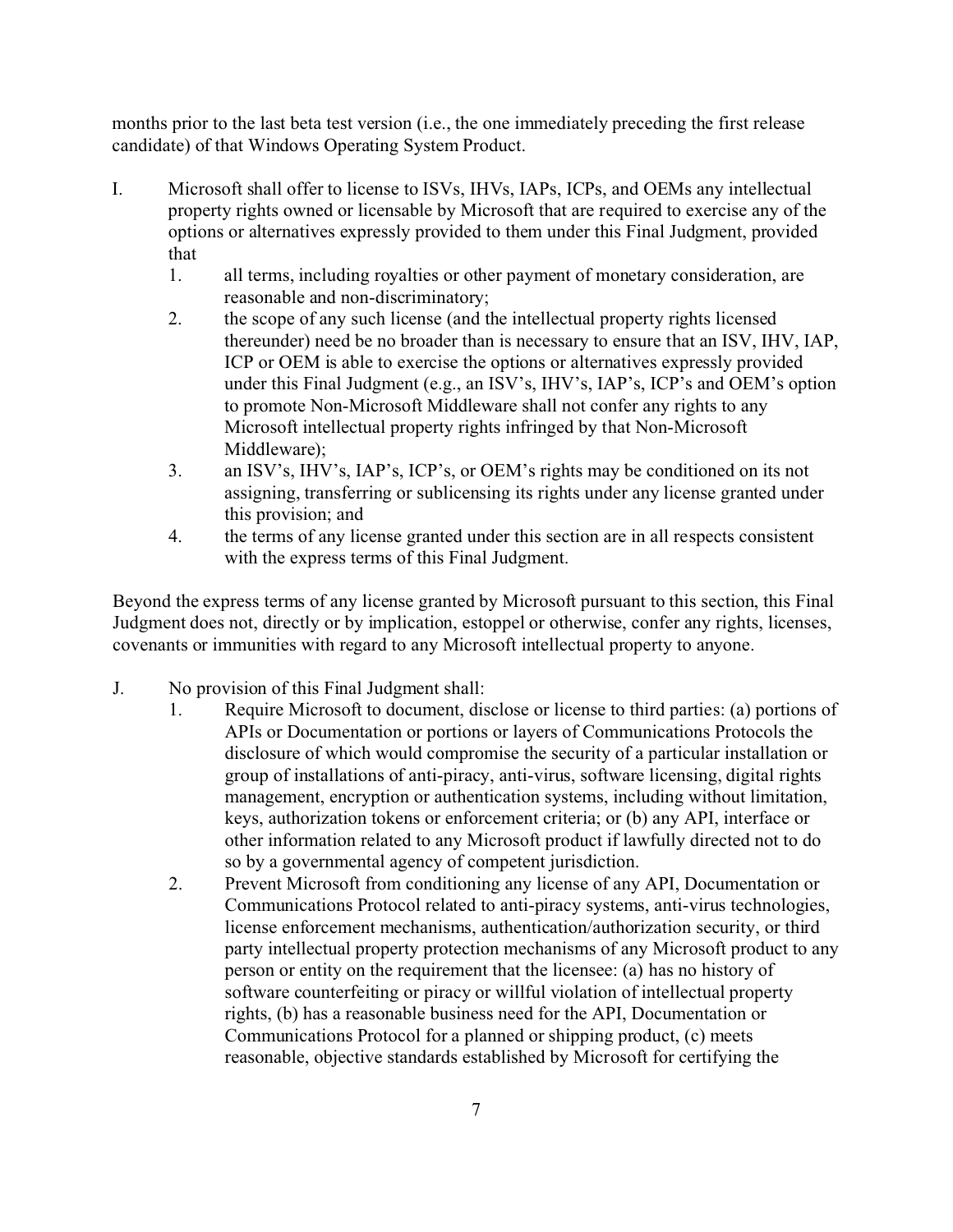months prior to the last beta test version (i.e., the one immediately preceding the first release candidate) of that Windows Operating System Product.

I. Microsoft shall offer to license to ISVs, IHVs, IAPs, ICPs, and OEMs any intellectual property rights owned or licensable by Microsoft that are required to exercise any of the options or alternatives expressly provided to them under this Final Judgment, provided that

   1. all terms, including royalties or other payment of monetary consideration, are reasonable and non-discriminatory;
   2. the scope of any such license (and the intellectual property rights licensed thereunder) need be no broader than is necessary to ensure that an ISV, IHV, IAP, ICP or OEM is able to exercise the options or alternatives expressly provided under this Final Judgment (e.g., an ISV's, IHV's, IAP's, ICP's and OEM's option to promote Non-Microsoft Middleware shall not confer any rights to any Microsoft intellectual property rights infringed by that Non-Microsoft Middleware);
   3. an ISV's, IHV's, IAP's, ICP's, or OEM's rights may be conditioned on its not assigning, transferring or sublicensing its rights under any license granted under this provision; and
   4. the terms of any license granted under this section are in all respects consistent with the express terms of this Final Judgment.

Beyond the express terms of any license granted by Microsoft pursuant to this section, this Final Judgment does not, directly or by implication, estoppel or otherwise, confer any rights, licenses, covenants or immunities with regard to any Microsoft intellectual property to anyone.

J. No provision of this Final Judgment shall:

   1. Require Microsoft to document, disclose or license to third parties: (a) portions of APIs or Documentation or portions or layers of Communications Protocols the disclosure of which would compromise the security of a particular installation or group of installations of anti-piracy, anti-virus, software licensing, digital rights management, encryption or authentication systems, including without limitation, keys, authorization tokens or enforcement criteria; or (b) any API, interface or other information related to any Microsoft product if lawfully directed not to do so by a governmental agency of competent jurisdiction.
   2. Prevent Microsoft from conditioning any license of any API, Documentation or Communications Protocol related to anti-piracy systems, anti-virus technologies, license enforcement mechanisms, authentication/authorization security, or third party intellectual property protection mechanisms of any Microsoft product to any person or entity on the requirement that the licensee: (a) has no history of software counterfeiting or piracy or willful violation of intellectual property rights, (b) has a reasonable business need for the API, Documentation or Communications Protocol for a planned or shipping product, (c) meets reasonable, objective standards established by Microsoft for certifying the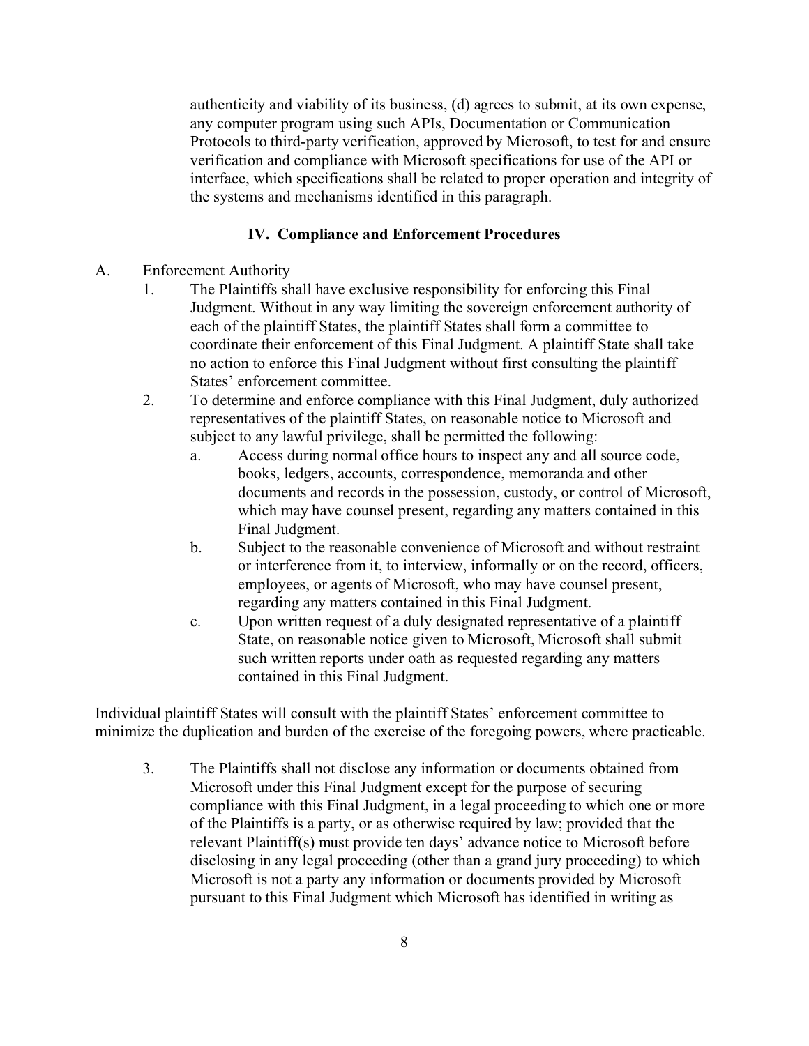authenticity and viability of its business, (d) agrees to submit, at its own expense, any computer program using such APIs, Documentation or Communication Protocols to third-party verification, approved by Microsoft, to test for and ensure verification and compliance with Microsoft specifications for use of the API or interface, which specifications shall be related to proper operation and integrity of the systems and mechanisms identified in this paragraph.

## IV. Compliance and Enforcement Procedures

A. Enforcement Authority

1. The Plaintiffs shall have exclusive responsibility for enforcing this Final Judgment. Without in any way limiting the sovereign enforcement authority of each of the plaintiff States, the plaintiff States shall form a committee to coordinate their enforcement of this Final Judgment. A plaintiff State shall take no action to enforce this Final Judgment without first consulting the plaintiff States' enforcement committee.

2. To determine and enforce compliance with this Final Judgment, duly authorized representatives of the plaintiff States, on reasonable notice to Microsoft and subject to any lawful privilege, shall be permitted the following:

   a. Access during normal office hours to inspect any and all source code, books, ledgers, accounts, correspondence, memoranda and other documents and records in the possession, custody, or control of Microsoft, which may have counsel present, regarding any matters contained in this Final Judgment.

   b. Subject to the reasonable convenience of Microsoft and without restraint or interference from it, to interview, informally or on the record, officers, employees, or agents of Microsoft, who may have counsel present, regarding any matters contained in this Final Judgment.

   c. Upon written request of a duly designated representative of a plaintiff State, on reasonable notice given to Microsoft, Microsoft shall submit such written reports under oath as requested regarding any matters contained in this Final Judgment.

Individual plaintiff States will consult with the plaintiff States' enforcement committee to minimize the duplication and burden of the exercise of the foregoing powers, where practicable.

3. The Plaintiffs shall not disclose any information or documents obtained from Microsoft under this Final Judgment except for the purpose of securing compliance with this Final Judgment, in a legal proceeding to which one or more of the Plaintiffs is a party, or as otherwise required by law; provided that the relevant Plaintiff(s) must provide ten days' advance notice to Microsoft before disclosing in any legal proceeding (other than a grand jury proceeding) to which Microsoft is not a party any information or documents provided by Microsoft pursuant to this Final Judgment which Microsoft has identified in writing as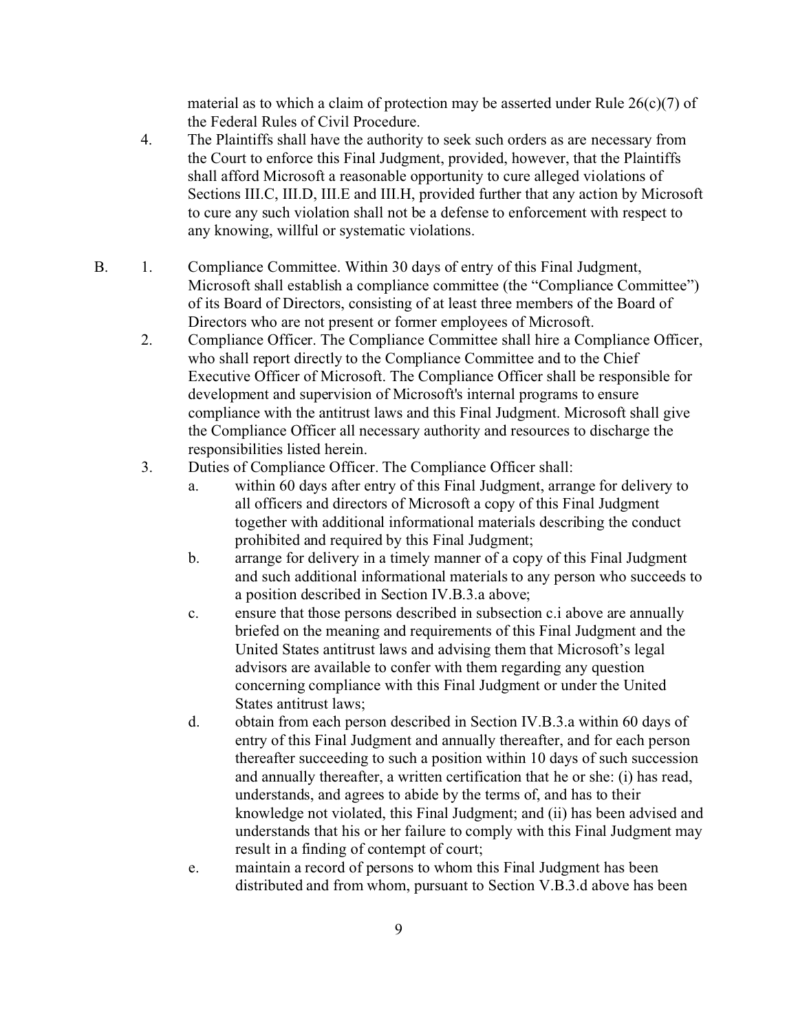material as to which a claim of protection may be asserted under Rule 26(c)(7) of the Federal Rules of Civil Procedure.

4. The Plaintiffs shall have the authority to seek such orders as are necessary from the Court to enforce this Final Judgment, provided, however, that the Plaintiffs shall afford Microsoft a reasonable opportunity to cure alleged violations of Sections III.C, III.D, III.E and III.H, provided further that any action by Microsoft to cure any such violation shall not be a defense to enforcement with respect to any knowing, willful or systematic violations.

B. 1. Compliance Committee. Within 30 days of entry of this Final Judgment, Microsoft shall establish a compliance committee (the "Compliance Committee") of its Board of Directors, consisting of at least three members of the Board of Directors who are not present or former employees of Microsoft.

2. Compliance Officer. The Compliance Committee shall hire a Compliance Officer, who shall report directly to the Compliance Committee and to the Chief Executive Officer of Microsoft. The Compliance Officer shall be responsible for development and supervision of Microsoft's internal programs to ensure compliance with the antitrust laws and this Final Judgment. Microsoft shall give the Compliance Officer all necessary authority and resources to discharge the responsibilities listed herein.

3. Duties of Compliance Officer. The Compliance Officer shall:

   a. within 60 days after entry of this Final Judgment, arrange for delivery to all officers and directors of Microsoft a copy of this Final Judgment together with additional informational materials describing the conduct prohibited and required by this Final Judgment;

   b. arrange for delivery in a timely manner of a copy of this Final Judgment and such additional informational materials to any person who succeeds to a position described in Section IV.B.3.a above;

   c. ensure that those persons described in subsection c.i above are annually briefed on the meaning and requirements of this Final Judgment and the United States antitrust laws and advising them that Microsoft's legal advisors are available to confer with them regarding any question concerning compliance with this Final Judgment or under the United States antitrust laws;

   d. obtain from each person described in Section IV.B.3.a within 60 days of entry of this Final Judgment and annually thereafter, and for each person thereafter succeeding to such a position within 10 days of such succession and annually thereafter, a written certification that he or she: (i) has read, understands, and agrees to abide by the terms of, and has to their knowledge not violated, this Final Judgment; and (ii) has been advised and understands that his or her failure to comply with this Final Judgment may result in a finding of contempt of court;

   e. maintain a record of persons to whom this Final Judgment has been distributed and from whom, pursuant to Section V.B.3.d above has been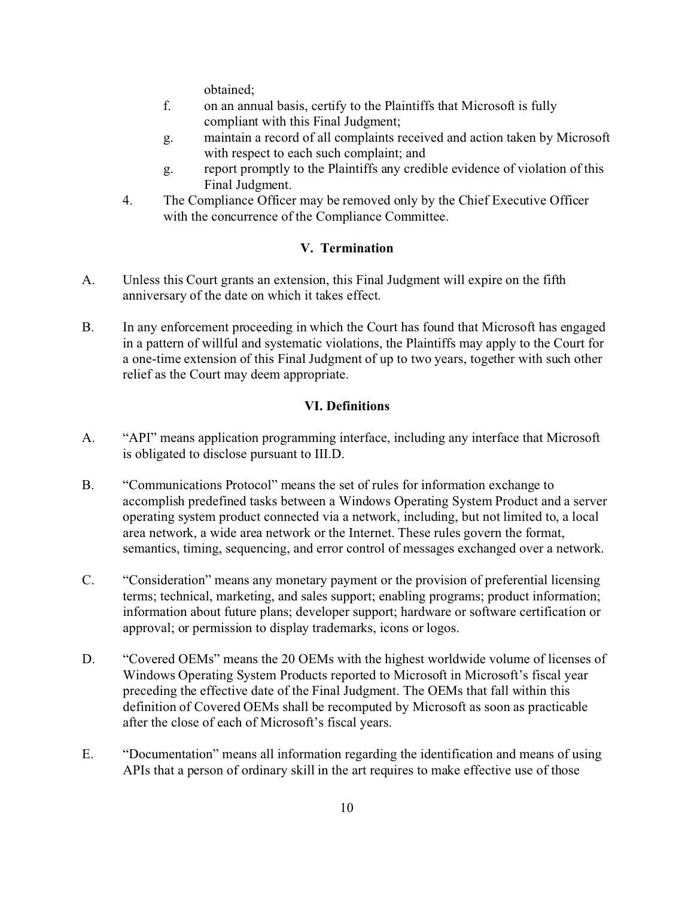obtained;

f. on an annual basis, certify to the Plaintiffs that Microsoft is fully compliant with this Final Judgment;

g. maintain a record of all complaints received and action taken by Microsoft with respect to each such complaint; and

g. report promptly to the Plaintiffs any credible evidence of violation of this Final Judgment.

4. The Compliance Officer may be removed only by the Chief Executive Officer with the concurrence of the Compliance Committee.

### V. Termination

A. Unless this Court grants an extension, this Final Judgment will expire on the fifth anniversary of the date on which it takes effect.

B. In any enforcement proceeding in which the Court has found that Microsoft has engaged in a pattern of willful and systematic violations, the Plaintiffs may apply to the Court for a one-time extension of this Final Judgment of up to two years, together with such other relief as the Court may deem appropriate.

### VI. Definitions

A. "API" means application programming interface, including any interface that Microsoft is obligated to disclose pursuant to III.D.

B. "Communications Protocol" means the set of rules for information exchange to accomplish predefined tasks between a Windows Operating System Product and a server operating system product connected via a network, including, but not limited to, a local area network, a wide area network or the Internet. These rules govern the format, semantics, timing, sequencing, and error control of messages exchanged over a network.

C. "Consideration" means any monetary payment or the provision of preferential licensing terms; technical, marketing, and sales support; enabling programs; product information; information about future plans; developer support; hardware or software certification or approval; or permission to display trademarks, icons or logos.

D. "Covered OEMs" means the 20 OEMs with the highest worldwide volume of licenses of Windows Operating System Products reported to Microsoft in Microsoft's fiscal year preceding the effective date of the Final Judgment. The OEMs that fall within this definition of Covered OEMs shall be recomputed by Microsoft as soon as practicable after the close of each of Microsoft's fiscal years.

E. "Documentation" means all information regarding the identification and means of using APIs that a person of ordinary skill in the art requires to make effective use of those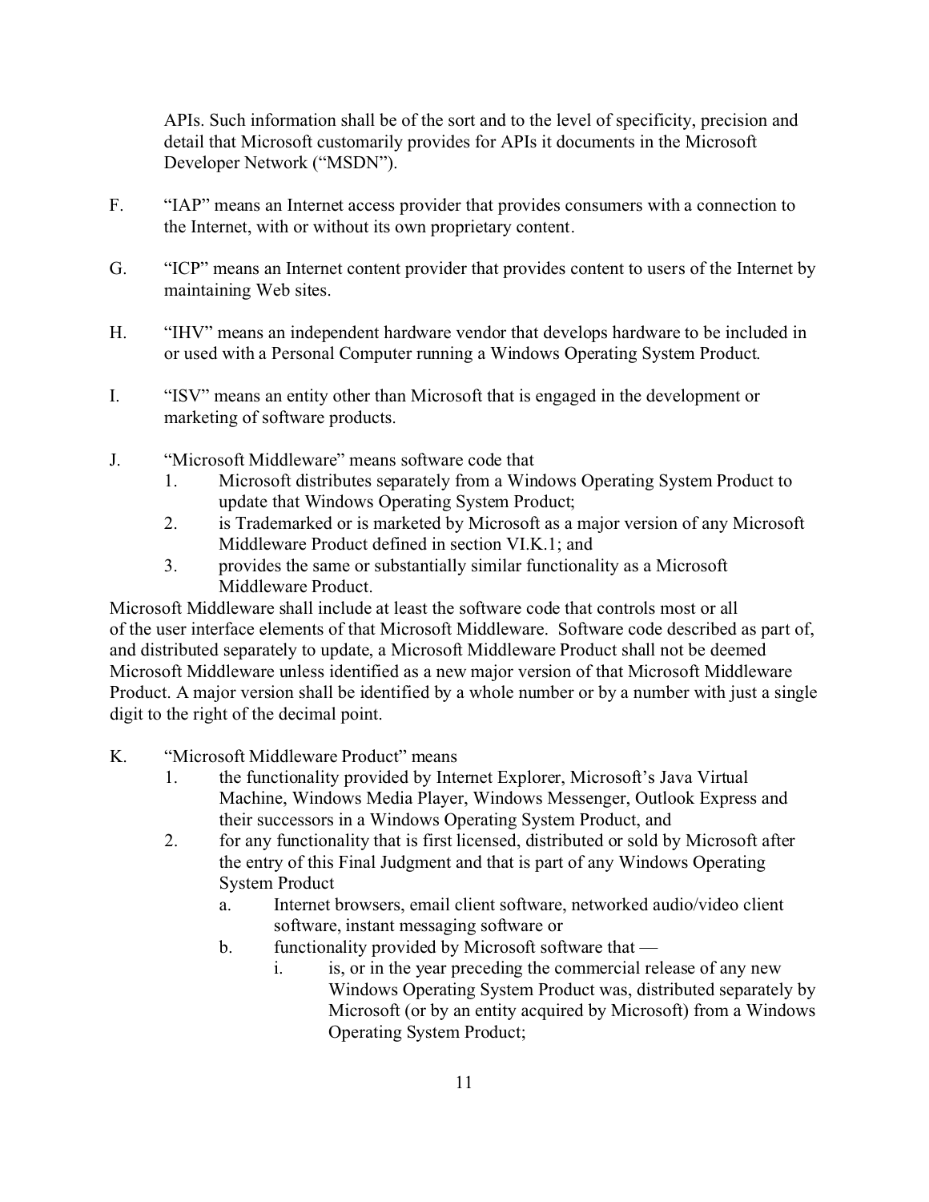APIs. Such information shall be of the sort and to the level of specificity, precision and detail that Microsoft customarily provides for APIs it documents in the Microsoft Developer Network ("MSDN").

F. "IAP" means an Internet access provider that provides consumers with a connection to the Internet, with or without its own proprietary content.

G. "ICP" means an Internet content provider that provides content to users of the Internet by maintaining Web sites.

H. "IHV" means an independent hardware vendor that develops hardware to be included in or used with a Personal Computer running a Windows Operating System Product.

I. "ISV" means an entity other than Microsoft that is engaged in the development or marketing of software products.

J. "Microsoft Middleware" means software code that
   1. Microsoft distributes separately from a Windows Operating System Product to update that Windows Operating System Product;
   2. is Trademarked or is marketed by Microsoft as a major version of any Microsoft Middleware Product defined in section VI.K.1; and
   3. provides the same or substantially similar functionality as a Microsoft Middleware Product.

Microsoft Middleware shall include at least the software code that controls most or all of the user interface elements of that Microsoft Middleware. Software code described as part of, and distributed separately to update, a Microsoft Middleware Product shall not be deemed Microsoft Middleware unless identified as a new major version of that Microsoft Middleware Product. A major version shall be identified by a whole number or by a number with just a single digit to the right of the decimal point.

K. "Microsoft Middleware Product" means
   1. the functionality provided by Internet Explorer, Microsoft's Java Virtual Machine, Windows Media Player, Windows Messenger, Outlook Express and their successors in a Windows Operating System Product, and
   2. for any functionality that is first licensed, distributed or sold by Microsoft after the entry of this Final Judgment and that is part of any Windows Operating System Product
      a. Internet browsers, email client software, networked audio/video client software, instant messaging software or
      b. functionality provided by Microsoft software that —
         i. is, or in the year preceding the commercial release of any new Windows Operating System Product was, distributed separately by Microsoft (or by an entity acquired by Microsoft) from a Windows Operating System Product;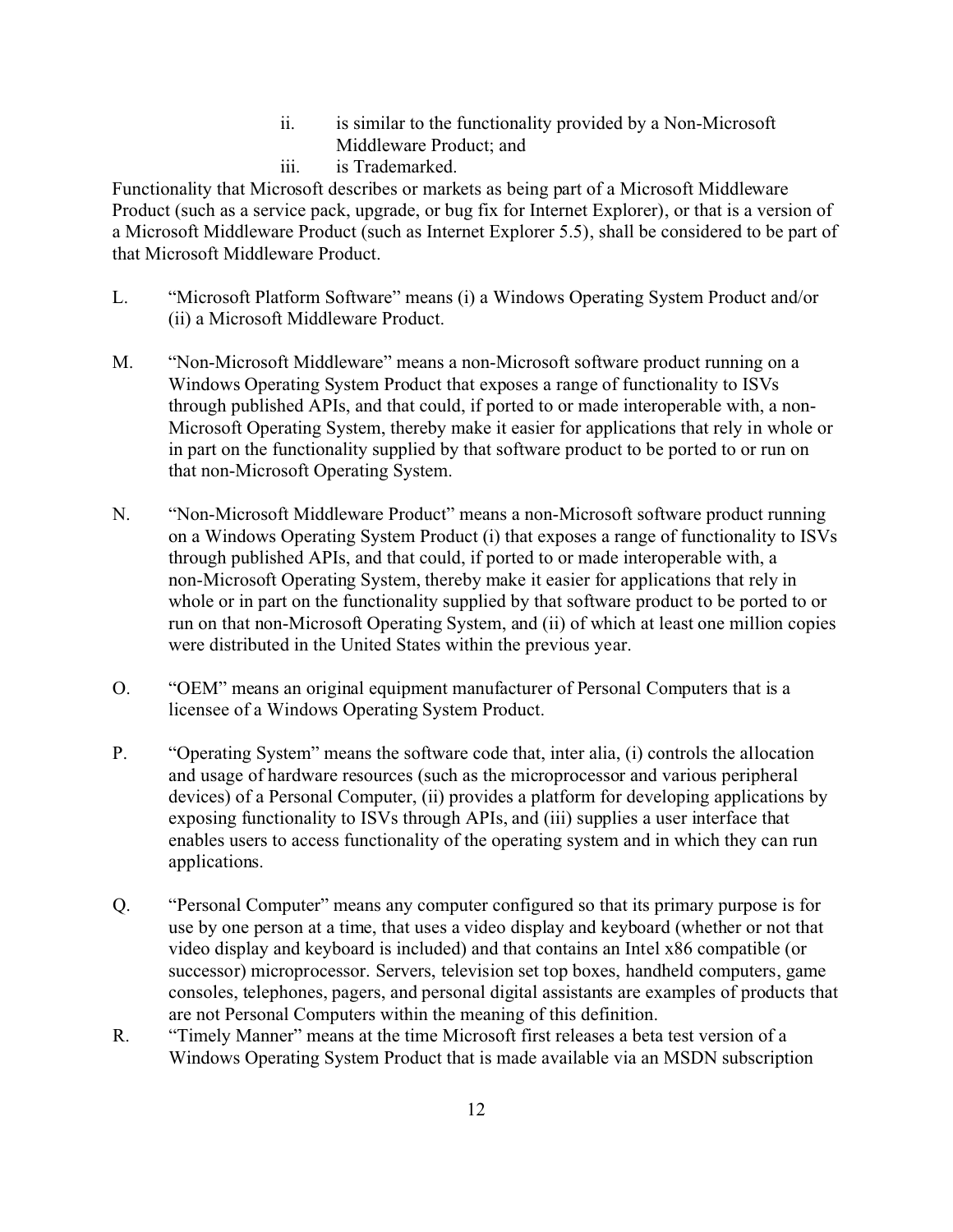ii. is similar to the functionality provided by a Non-Microsoft Middleware Product; and
  iii. is Trademarked.

Functionality that Microsoft describes or markets as being part of a Microsoft Middleware Product (such as a service pack, upgrade, or bug fix for Internet Explorer), or that is a version of a Microsoft Middleware Product (such as Internet Explorer 5.5), shall be considered to be part of that Microsoft Middleware Product.

L. "Microsoft Platform Software" means (i) a Windows Operating System Product and/or (ii) a Microsoft Middleware Product.

M. "Non-Microsoft Middleware" means a non-Microsoft software product running on a Windows Operating System Product that exposes a range of functionality to ISVs through published APIs, and that could, if ported to or made interoperable with, a non-Microsoft Operating System, thereby make it easier for applications that rely in whole or in part on the functionality supplied by that software product to be ported to or run on that non-Microsoft Operating System.

N. "Non-Microsoft Middleware Product" means a non-Microsoft software product running on a Windows Operating System Product (i) that exposes a range of functionality to ISVs through published APIs, and that could, if ported to or made interoperable with, a non-Microsoft Operating System, thereby make it easier for applications that rely in whole or in part on the functionality supplied by that software product to be ported to or run on that non-Microsoft Operating System, and (ii) of which at least one million copies were distributed in the United States within the previous year.

O. "OEM" means an original equipment manufacturer of Personal Computers that is a licensee of a Windows Operating System Product.

P. "Operating System" means the software code that, inter alia, (i) controls the allocation and usage of hardware resources (such as the microprocessor and various peripheral devices) of a Personal Computer, (ii) provides a platform for developing applications by exposing functionality to ISVs through APIs, and (iii) supplies a user interface that enables users to access functionality of the operating system and in which they can run applications.

Q. "Personal Computer" means any computer configured so that its primary purpose is for use by one person at a time, that uses a video display and keyboard (whether or not that video display and keyboard is included) and that contains an Intel x86 compatible (or successor) microprocessor. Servers, television set top boxes, handheld computers, game consoles, telephones, pagers, and personal digital assistants are examples of products that are not Personal Computers within the meaning of this definition.

R. "Timely Manner" means at the time Microsoft first releases a beta test version of a Windows Operating System Product that is made available via an MSDN subscription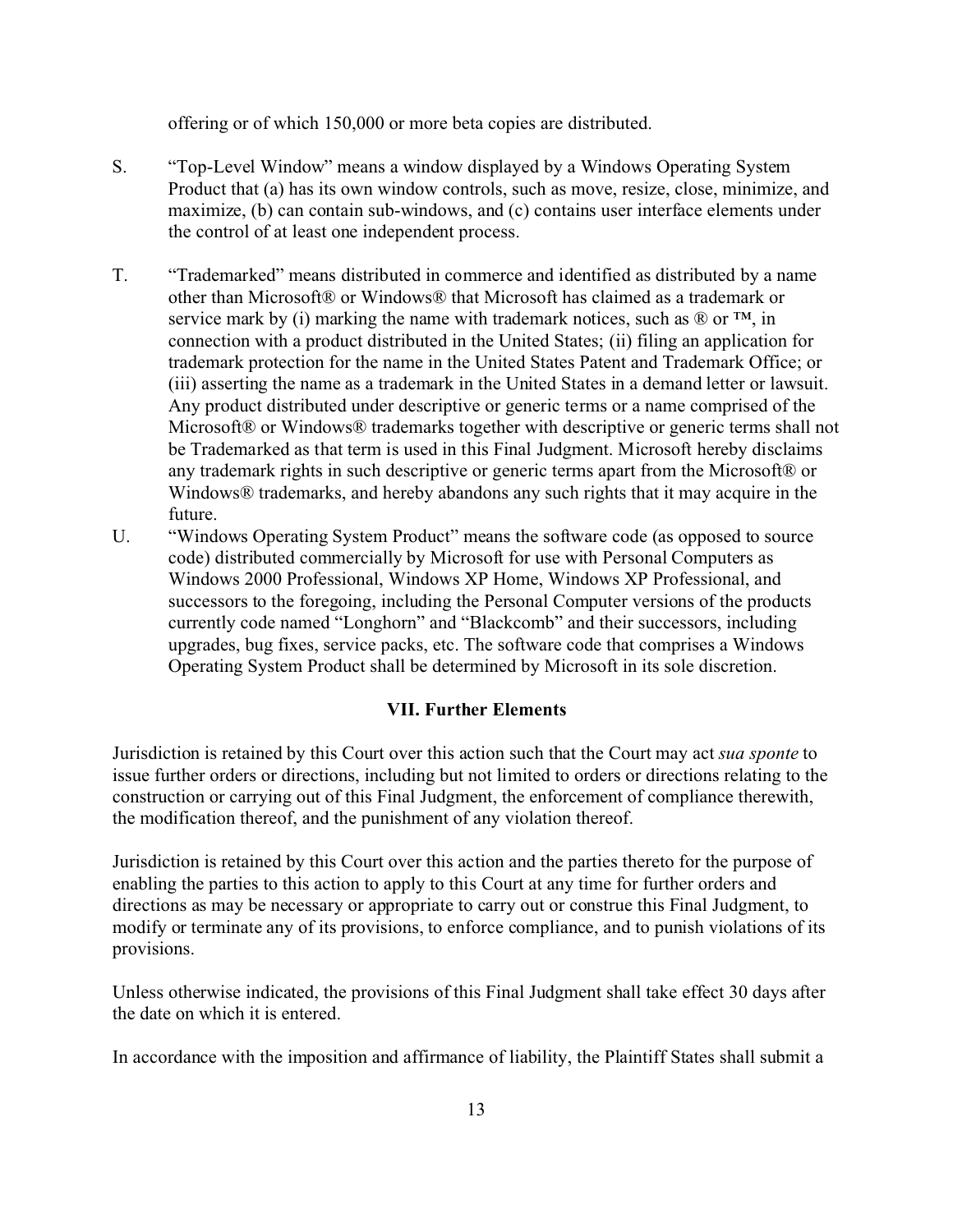offering or of which 150,000 or more beta copies are distributed.

S. "Top-Level Window" means a window displayed by a Windows Operating System Product that (a) has its own window controls, such as move, resize, close, minimize, and maximize, (b) can contain sub-windows, and (c) contains user interface elements under the control of at least one independent process.

T. "Trademarked" means distributed in commerce and identified as distributed by a name other than Microsoft® or Windows® that Microsoft has claimed as a trademark or service mark by (i) marking the name with trademark notices, such as ® or ™, in connection with a product distributed in the United States; (ii) filing an application for trademark protection for the name in the United States Patent and Trademark Office; or (iii) asserting the name as a trademark in the United States in a demand letter or lawsuit. Any product distributed under descriptive or generic terms or a name comprised of the Microsoft® or Windows® trademarks together with descriptive or generic terms shall not be Trademarked as that term is used in this Final Judgment. Microsoft hereby disclaims any trademark rights in such descriptive or generic terms apart from the Microsoft® or Windows® trademarks, and hereby abandons any such rights that it may acquire in the future.

U. "Windows Operating System Product" means the software code (as opposed to source code) distributed commercially by Microsoft for use with Personal Computers as Windows 2000 Professional, Windows XP Home, Windows XP Professional, and successors to the foregoing, including the Personal Computer versions of the products currently code named "Longhorn" and "Blackcomb" and their successors, including upgrades, bug fixes, service packs, etc. The software code that comprises a Windows Operating System Product shall be determined by Microsoft in its sole discretion.

## VII. Further Elements

Jurisdiction is retained by this Court over this action such that the Court may act *sua sponte* to issue further orders or directions, including but not limited to orders or directions relating to the construction or carrying out of this Final Judgment, the enforcement of compliance therewith, the modification thereof, and the punishment of any violation thereof.

Jurisdiction is retained by this Court over this action and the parties thereto for the purpose of enabling the parties to this action to apply to this Court at any time for further orders and directions as may be necessary or appropriate to carry out or construe this Final Judgment, to modify or terminate any of its provisions, to enforce compliance, and to punish violations of its provisions.

Unless otherwise indicated, the provisions of this Final Judgment shall take effect 30 days after the date on which it is entered.

In accordance with the imposition and affirmance of liability, the Plaintiff States shall submit a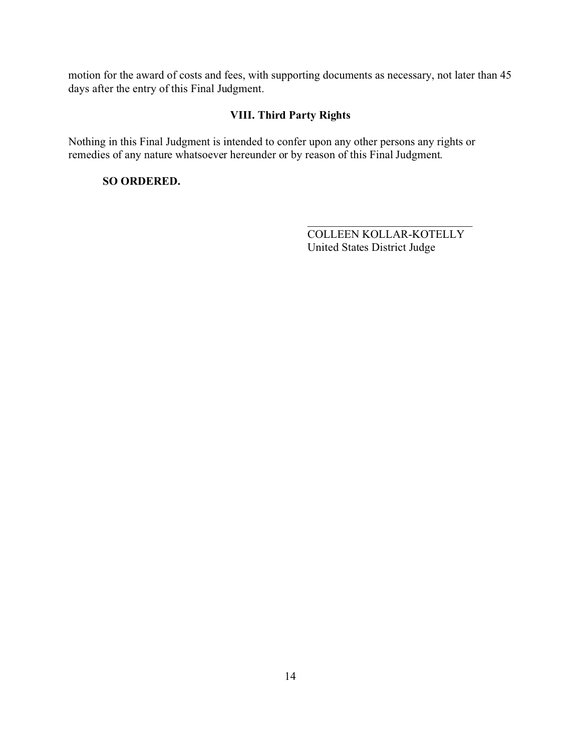motion for the award of costs and fees, with supporting documents as necessary, not later than 45 days after the entry of this Final Judgment.

## VIII. Third Party Rights

Nothing in this Final Judgment is intended to confer upon any other persons any rights or remedies of any nature whatsoever hereunder or by reason of this Final Judgment.

**SO ORDERED.**

\_\_\_\_\_\_\_\_\_\_\_\_\_\_\_\_\_\_\_\_\_\_\_\_\_\_\_\_\_\_
COLLEEN KOLLAR-KOTELLY
United States District Judge